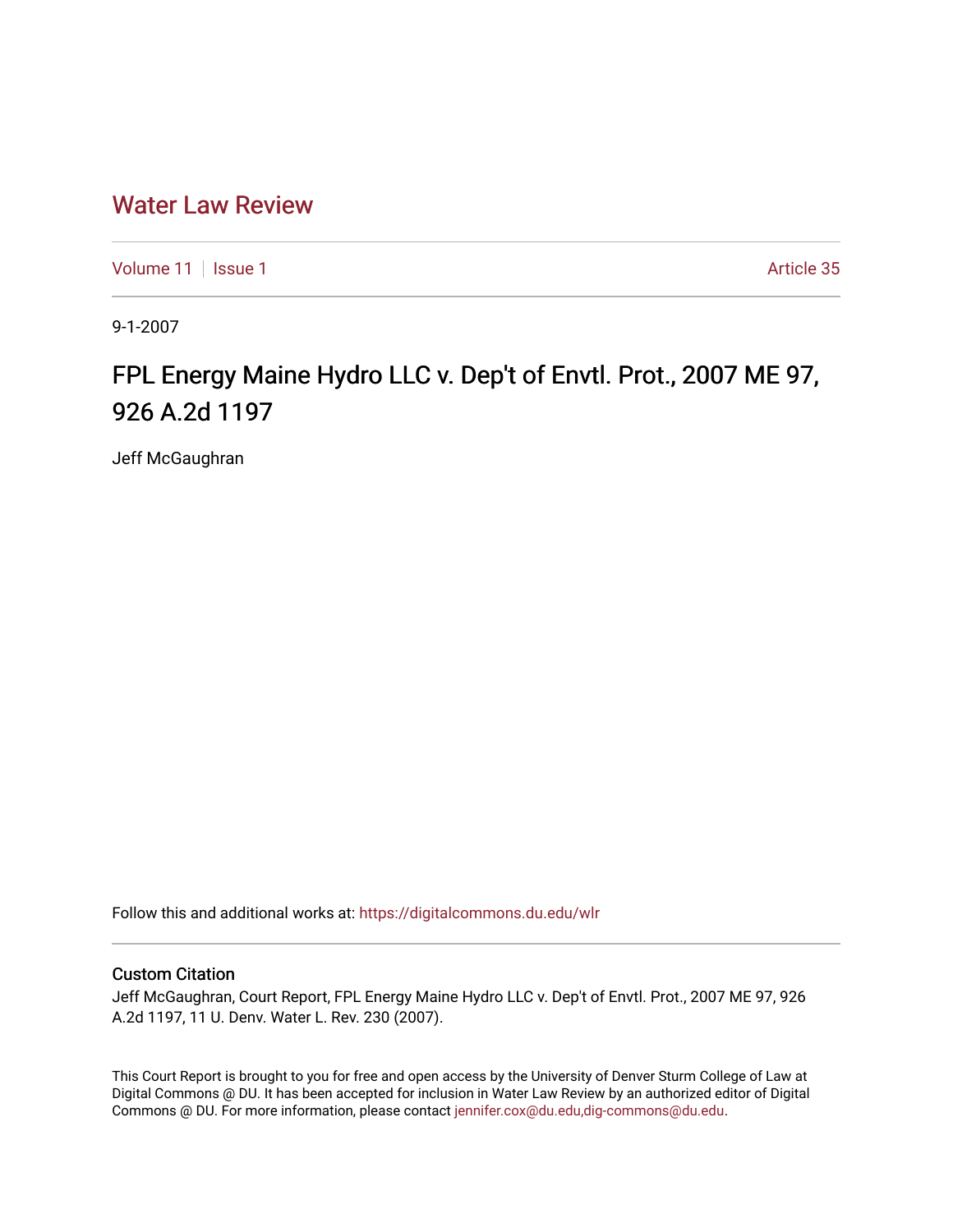# Water Law Review

Volume 11 | Issue 1 Article 35

9-1-2007

## FPL Energy Maine Hydro LLC v. Dep't of Envtl. Prot., 2007 ME 97, 926 A.2d 1197

Jeff McGaughran

Follow this and additional works at: https://digitalcommons.du.edu/wlr

### Custom Citation

Jeff McGaughran, Court Report, FPL Energy Maine Hydro LLC v. Dep't of Envtl. Prot., 2007 ME 97, 926 A.2d 1197, 11 U. Denv. Water L. Rev. 230 (2007).

This Court Report is brought to you for free and open access by the University of Denver Sturm College of Law at Digital Commons @ DU. It has been accepted for inclusion in Water Law Review by an authorized editor of Digital Commons @ DU. For more information, please contact jennifer.cox@du.edu,dig-commons@du.edu.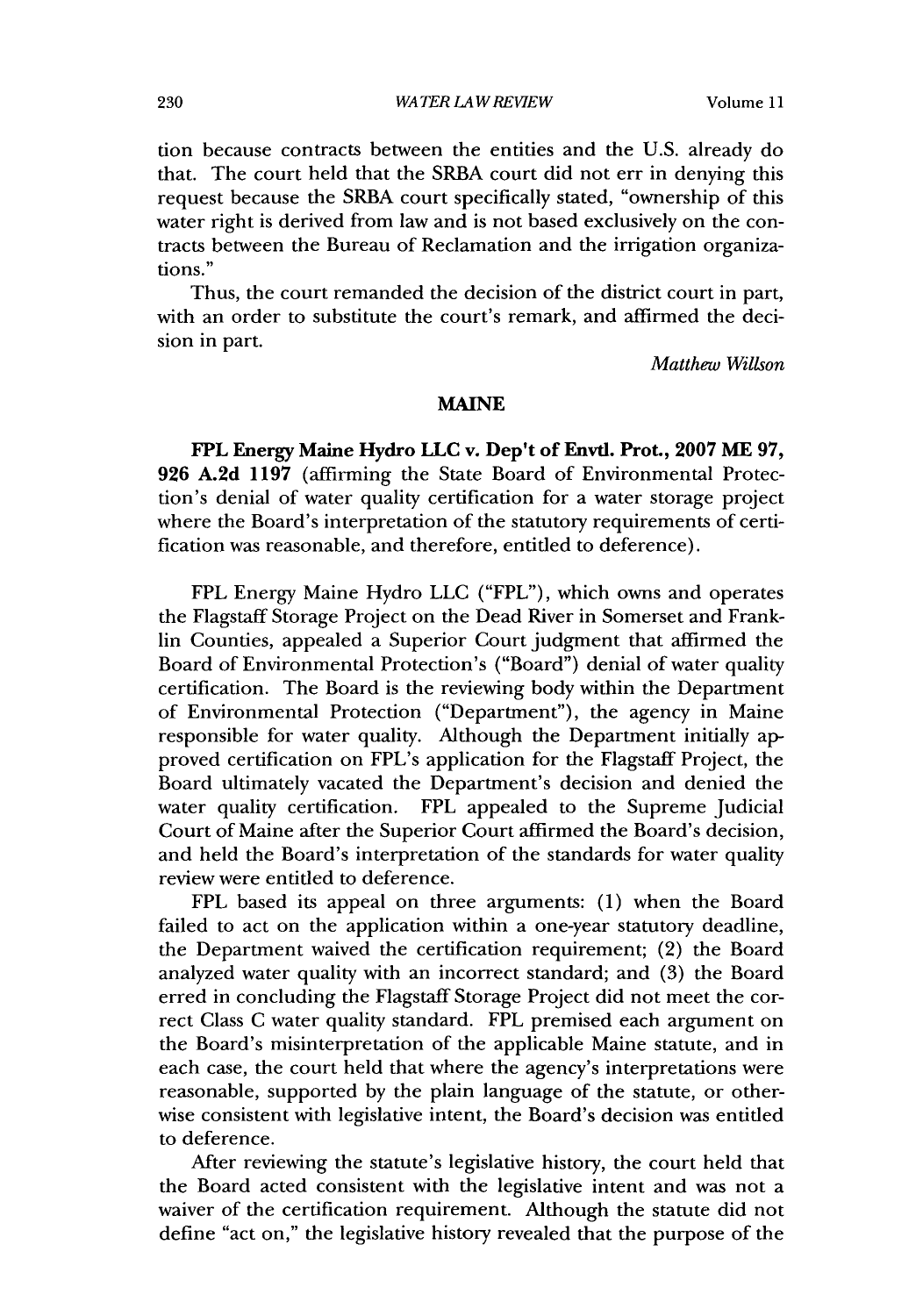tion because contracts between the entities and the U.S. already do that. The court held that the SRBA court did not err in denying this request because the SRBA court specifically stated, "ownership of this water right is derived from law and is not based exclusively on the contracts between the Bureau of Reclamation and the irrigation organizations."

Thus, the court remanded the decision of the district court in part, with an order to substitute the court's remark, and affirmed the decision in part.

*Matthew Willson*

## MAINE

**FPL Energy Maine Hydro LLC v. Dep't of Envtl. Prot., 2007 ME 97, 926 A.2d 1197** (affirming the State Board of Environmental Protection's denial of water quality certification for a water storage project where the Board's interpretation of the statutory requirements of certification was reasonable, and therefore, entitled to deference).

FPL Energy Maine Hydro LLC ("FPL"), which owns and operates the Flagstaff Storage Project on the Dead River in Somerset and Franklin Counties, appealed a Superior Court judgment that affirmed the Board of Environmental Protection's ("Board") denial of water quality certification. The Board is the reviewing body within the Department of Environmental Protection ("Department"), the agency in Maine responsible for water quality. Although the Department initially approved certification on FPL's application for the Flagstaff Project, the Board ultimately vacated the Department's decision and denied the water quality certification. FPL appealed to the Supreme Judicial Court of Maine after the Superior Court affirmed the Board's decision, and held the Board's interpretation of the standards for water quality review were entitled to deference.

FPL based its appeal on three arguments: (1) when the Board failed to act on the application within a one-year statutory deadline, the Department waived the certification requirement; (2) the Board analyzed water quality with an incorrect standard; and (3) the Board erred in concluding the Flagstaff Storage Project did not meet the correct Class C water quality standard. FPL premised each argument on the Board's misinterpretation of the applicable Maine statute, and in each case, the court held that where the agency's interpretations were reasonable, supported by the plain language of the statute, or otherwise consistent with legislative intent, the Board's decision was entitled to deference.

After reviewing the statute's legislative history, the court held that the Board acted consistent with the legislative intent and was not a waiver of the certification requirement. Although the statute did not define "act on," the legislative history revealed that the purpose of the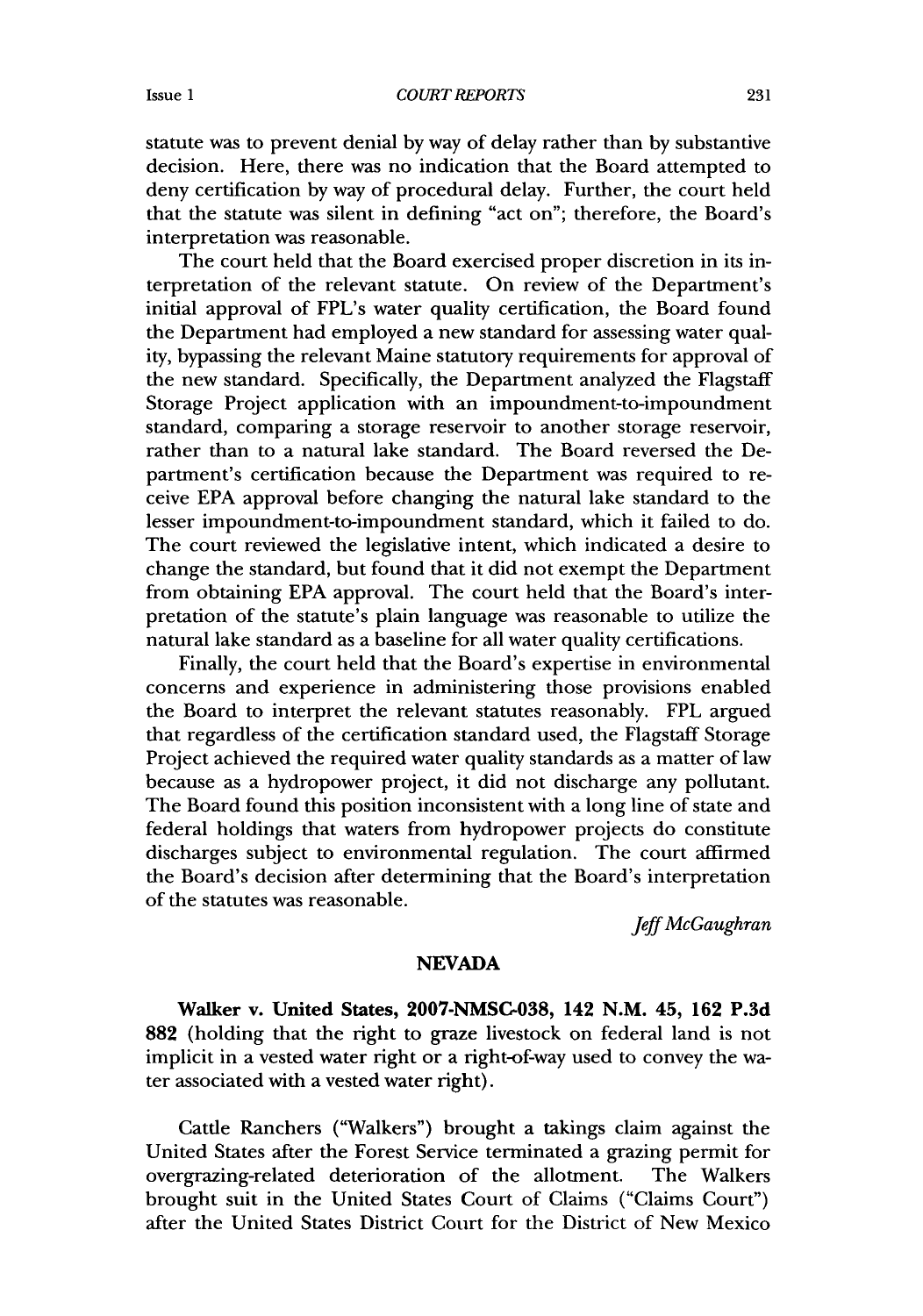statute was to prevent denial by way of delay rather than by substantive decision. Here, there was no indication that the Board attempted to deny certification by way of procedural delay. Further, the court held that the statute was silent in defining "act on"; therefore, the Board's interpretation was reasonable.

The court held that the Board exercised proper discretion in its interpretation of the relevant statute. On review of the Department's initial approval of FPL's water quality certification, the Board found the Department had employed a new standard for assessing water quality, bypassing the relevant Maine statutory requirements for approval of the new standard. Specifically, the Department analyzed the Flagstaff Storage Project application with an impoundment-to-impoundment standard, comparing a storage reservoir to another storage reservoir, rather than to a natural lake standard. The Board reversed the Department's certification because the Department was required to receive EPA approval before changing the natural lake standard to the lesser impoundment-to-impoundment standard, which it failed to do. The court reviewed the legislative intent, which indicated a desire to change the standard, but found that it did not exempt the Department from obtaining EPA approval. The court held that the Board's interpretation of the statute's plain language was reasonable to utilize the natural lake standard as a baseline for all water quality certifications.

Finally, the court held that the Board's expertise in environmental concerns and experience in administering those provisions enabled the Board to interpret the relevant statutes reasonably. FPL argued that regardless of the certification standard used, the Flagstaff Storage Project achieved the required water quality standards as a matter of law because as a hydropower project, it did not discharge any pollutant. The Board found this position inconsistent with a long line of state and federal holdings that waters from hydropower projects do constitute discharges subject to environmental regulation. The court affirmed the Board's decision after determining that the Board's interpretation of the statutes was reasonable.

*Jeff McGaughran*

## NEVADA

**Walker v. United States, 2007-NMSC-038, 142 N.M. 45, 162 P.3d 882** (holding that the right to graze livestock on federal land is not implicit in a vested water right or a right-of-way used to convey the water associated with a vested water right).

Cattle Ranchers ("Walkers") brought a takings claim against the United States after the Forest Service terminated a grazing permit for overgrazing-related deterioration of the allotment. The Walkers brought suit in the United States Court of Claims ("Claims Court") after the United States District Court for the District of New Mexico